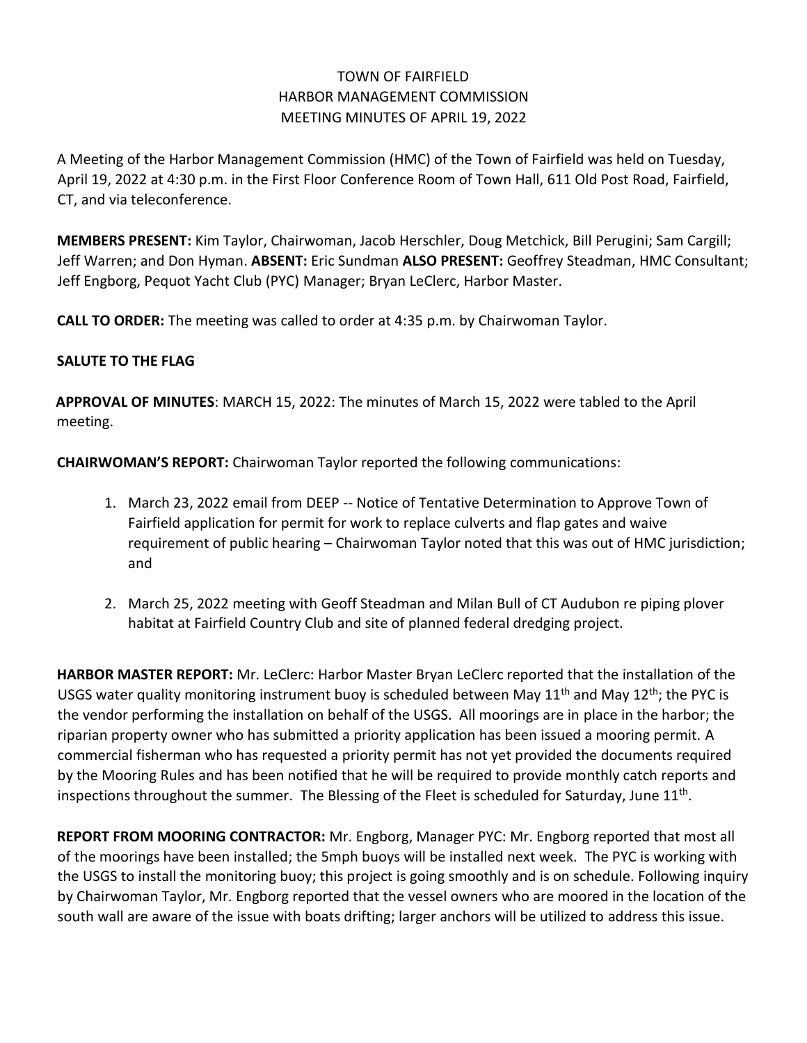# TOWN OF FAIRFIELD
## HARBOR MANAGEMENT COMMISSION
### MEETING MINUTES OF APRIL 19, 2022

A Meeting of the Harbor Management Commission (HMC) of the Town of Fairfield was held on Tuesday, April 19, 2022 at 4:30 p.m. in the First Floor Conference Room of Town Hall, 611 Old Post Road, Fairfield, CT, and via teleconference.

**MEMBERS PRESENT:** Kim Taylor, Chairwoman, Jacob Herschler, Doug Metchick, Bill Perugini; Sam Cargill; Jeff Warren; and Don Hyman. **ABSENT:** Eric Sundman **ALSO PRESENT:** Geoffrey Steadman, HMC Consultant; Jeff Engborg, Pequot Yacht Club (PYC) Manager; Bryan LeClerc, Harbor Master.

**CALL TO ORDER:** The meeting was called to order at 4:35 p.m. by Chairwoman Taylor.

**SALUTE TO THE FLAG**

**APPROVAL OF MINUTES**: MARCH 15, 2022: The minutes of March 15, 2022 were tabled to the April meeting.

**CHAIRWOMAN'S REPORT:** Chairwoman Taylor reported the following communications:

1. March 23, 2022 email from DEEP -- Notice of Tentative Determination to Approve Town of Fairfield application for permit for work to replace culverts and flap gates and waive requirement of public hearing – Chairwoman Taylor noted that this was out of HMC jurisdiction; and

2. March 25, 2022 meeting with Geoff Steadman and Milan Bull of CT Audubon re piping plover habitat at Fairfield Country Club and site of planned federal dredging project.

**HARBOR MASTER REPORT:** Mr. LeClerc: Harbor Master Bryan LeClerc reported that the installation of the USGS water quality monitoring instrument buoy is scheduled between May 11th and May 12th; the PYC is the vendor performing the installation on behalf of the USGS. All moorings are in place in the harbor; the riparian property owner who has submitted a priority application has been issued a mooring permit. A commercial fisherman who has requested a priority permit has not yet provided the documents required by the Mooring Rules and has been notified that he will be required to provide monthly catch reports and inspections throughout the summer. The Blessing of the Fleet is scheduled for Saturday, June 11th.

**REPORT FROM MOORING CONTRACTOR:** Mr. Engborg, Manager PYC: Mr. Engborg reported that most all of the moorings have been installed; the 5mph buoys will be installed next week. The PYC is working with the USGS to install the monitoring buoy; this project is going smoothly and is on schedule. Following inquiry by Chairwoman Taylor, Mr. Engborg reported that the vessel owners who are moored in the location of the south wall are aware of the issue with boats drifting; larger anchors will be utilized to address this issue.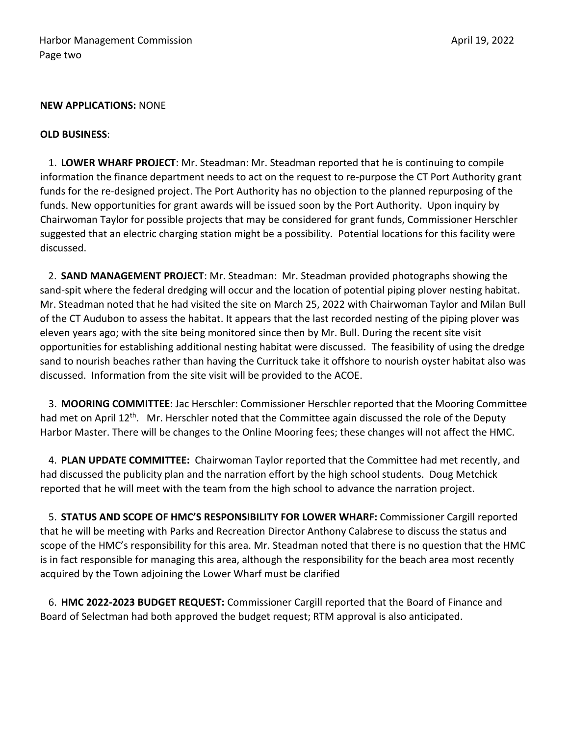**NEW APPLICATIONS:** NONE

**OLD BUSINESS**:

1. **LOWER WHARF PROJECT**: Mr. Steadman: Mr. Steadman reported that he is continuing to compile information the finance department needs to act on the request to re-purpose the CT Port Authority grant funds for the re-designed project. The Port Authority has no objection to the planned repurposing of the funds. New opportunities for grant awards will be issued soon by the Port Authority. Upon inquiry by Chairwoman Taylor for possible projects that may be considered for grant funds, Commissioner Herschler suggested that an electric charging station might be a possibility. Potential locations for this facility were discussed.

2. **SAND MANAGEMENT PROJECT**: Mr. Steadman: Mr. Steadman provided photographs showing the sand-spit where the federal dredging will occur and the location of potential piping plover nesting habitat. Mr. Steadman noted that he had visited the site on March 25, 2022 with Chairwoman Taylor and Milan Bull of the CT Audubon to assess the habitat. It appears that the last recorded nesting of the piping plover was eleven years ago; with the site being monitored since then by Mr. Bull. During the recent site visit opportunities for establishing additional nesting habitat were discussed. The feasibility of using the dredge sand to nourish beaches rather than having the Currituck take it offshore to nourish oyster habitat also was discussed. Information from the site visit will be provided to the ACOE.

3. **MOORING COMMITTEE**: Jac Herschler: Commissioner Herschler reported that the Mooring Committee had met on April 12th. Mr. Herschler noted that the Committee again discussed the role of the Deputy Harbor Master. There will be changes to the Online Mooring fees; these changes will not affect the HMC.

4. **PLAN UPDATE COMMITTEE:** Chairwoman Taylor reported that the Committee had met recently, and had discussed the publicity plan and the narration effort by the high school students. Doug Metchick reported that he will meet with the team from the high school to advance the narration project.

5. **STATUS AND SCOPE OF HMC'S RESPONSIBILITY FOR LOWER WHARF:** Commissioner Cargill reported that he will be meeting with Parks and Recreation Director Anthony Calabrese to discuss the status and scope of the HMC's responsibility for this area. Mr. Steadman noted that there is no question that the HMC is in fact responsible for managing this area, although the responsibility for the beach area most recently acquired by the Town adjoining the Lower Wharf must be clarified

6. **HMC 2022-2023 BUDGET REQUEST:** Commissioner Cargill reported that the Board of Finance and Board of Selectman had both approved the budget request; RTM approval is also anticipated.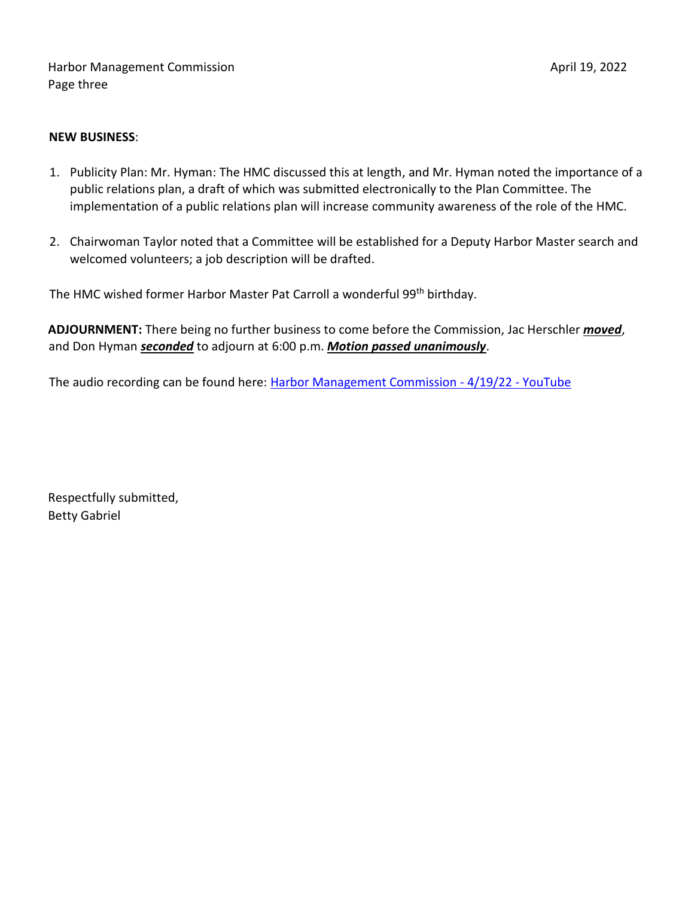**NEW BUSINESS**:

1. Publicity Plan: Mr. Hyman: The HMC discussed this at length, and Mr. Hyman noted the importance of a public relations plan, a draft of which was submitted electronically to the Plan Committee. The implementation of a public relations plan will increase community awareness of the role of the HMC.

2. Chairwoman Taylor noted that a Committee will be established for a Deputy Harbor Master search and welcomed volunteers; a job description will be drafted.

The HMC wished former Harbor Master Pat Carroll a wonderful 99th birthday.

**ADJOURNMENT:** There being no further business to come before the Commission, Jac Herschler ***moved***, and Don Hyman ***seconded*** to adjourn at 6:00 p.m. ***Motion passed unanimously***.

The audio recording can be found here: Harbor Management Commission - 4/19/22 - YouTube

Respectfully submitted,
Betty Gabriel